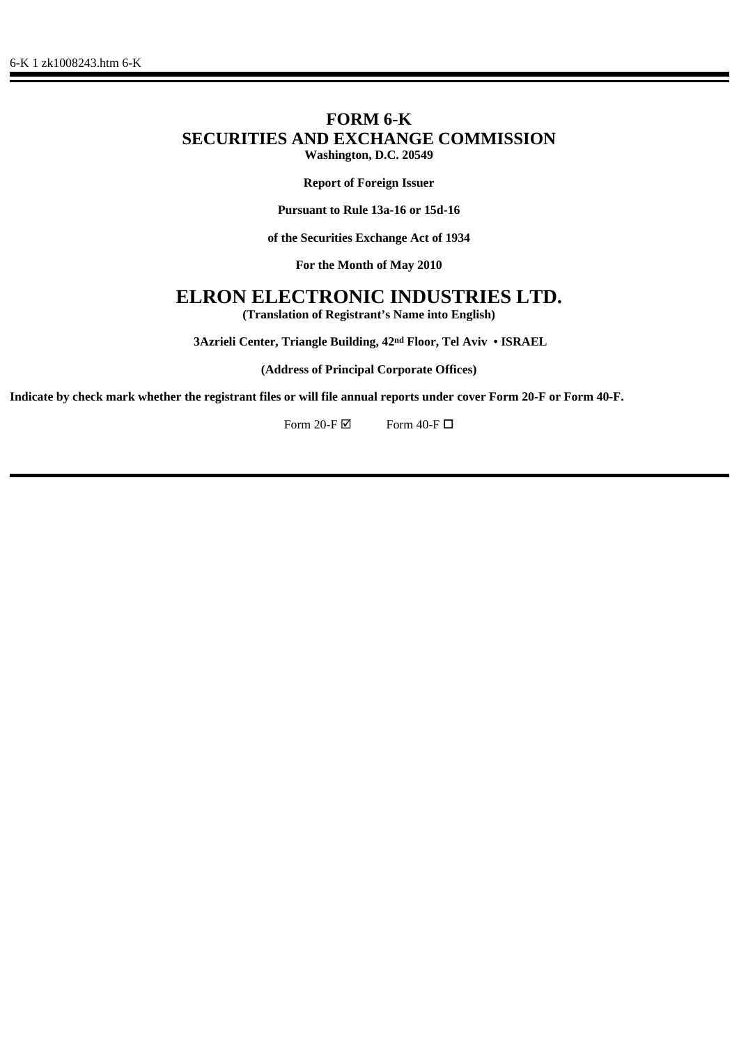6-K 1 zk1008243.htm 6-K

# FORM 6-K
# SECURITIES AND EXCHANGE COMMISSION

**Washington, D.C. 20549**

**Report of Foreign Issuer**

**Pursuant to Rule 13a-16 or 15d-16**

**of the Securities Exchange Act of 1934**

**For the Month of May 2010**

# ELRON ELECTRONIC INDUSTRIES LTD.

**(Translation of Registrant's Name into English)**

**3Azrieli Center, Triangle Building, 42nd Floor, Tel Aviv • ISRAEL**

**(Address of Principal Corporate Offices)**

**Indicate by check mark whether the registrant files or will file annual reports under cover Form 20-F or Form 40-F.**

Form 20-F ☑ Form 40-F ☐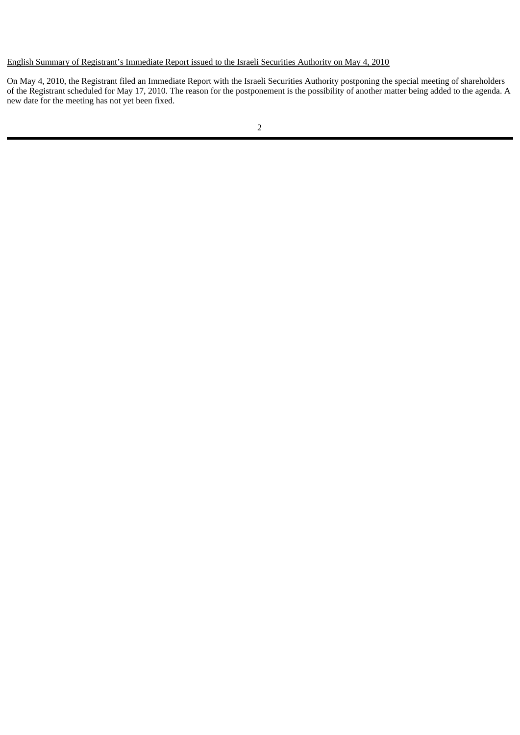<u>English Summary of Registrant's Immediate Report issued to the Israeli Securities Authority on May 4, 2010</u>

On May 4, 2010, the Registrant filed an Immediate Report with the Israeli Securities Authority postponing the special meeting of shareholders of the Registrant scheduled for May 17, 2010. The reason for the postponement is the possibility of another matter being added to the agenda. A new date for the meeting has not yet been fixed.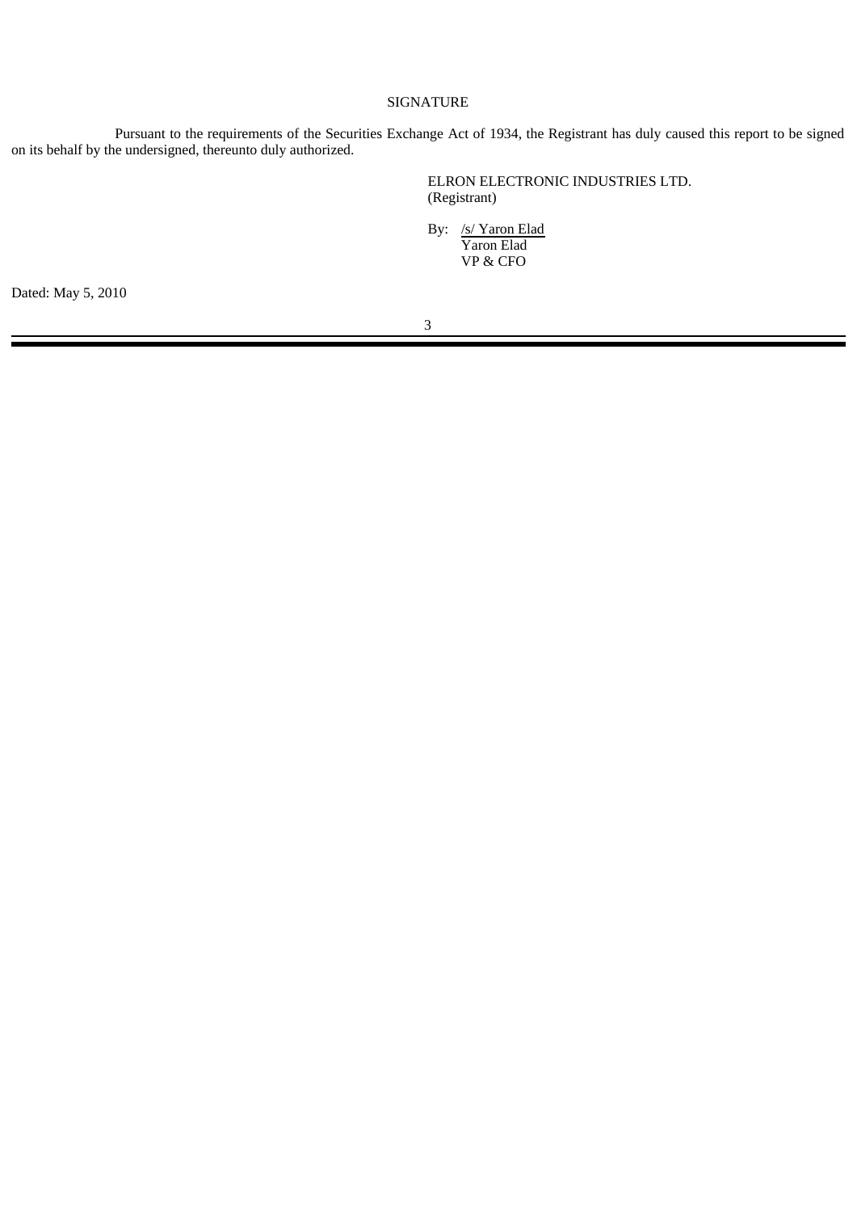SIGNATURE

Pursuant to the requirements of the Securities Exchange Act of 1934, the Registrant has duly caused this report to be signed on its behalf by the undersigned, thereunto duly authorized.

ELRON ELECTRONIC INDUSTRIES LTD.
(Registrant)

By: /s/ Yaron Elad
Yaron Elad
VP & CFO

Dated: May 5, 2010